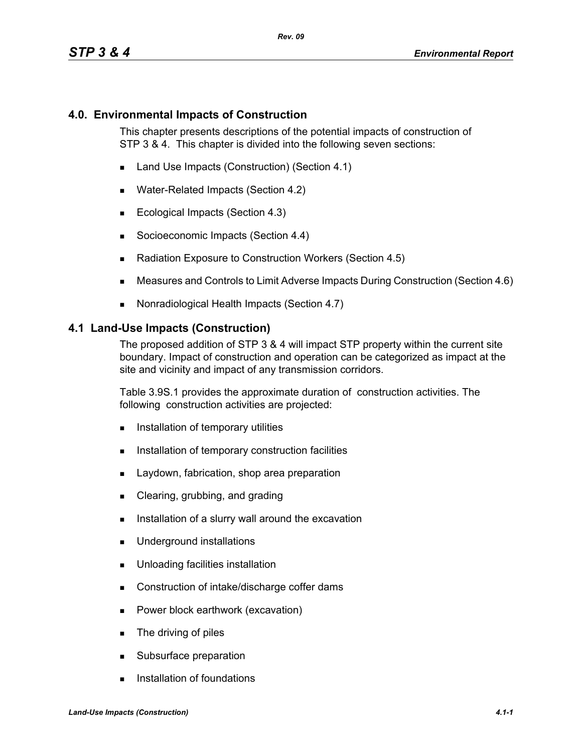## 4.0. Environmental Impacts of Construction

This chapter presents descriptions of the potential impacts of construction of STP 3 & 4. This chapter is divided into the following seven sections:

- Land Use Impacts (Construction) (Section 4.1)
- Water-Related Impacts (Section 4.2)
- Ecological Impacts (Section 4.3)
- Socioeconomic Impacts (Section 4.4)
- Radiation Exposure to Construction Workers (Section 4.5)
- Measures and Controls to Limit Adverse Impacts During Construction (Section 4.6)
- Nonradiological Health Impacts (Section 4.7)

## 4.1 Land-Use Impacts (Construction)

The proposed addition of STP 3 & 4 will impact STP property within the current site boundary. Impact of construction and operation can be categorized as impact at the site and vicinity and impact of any transmission corridors.

Table 3.9S.1 provides the approximate duration of construction activities. The following construction activities are projected:

- Installation of temporary utilities
- Installation of temporary construction facilities
- Laydown, fabrication, shop area preparation
- Clearing, grubbing, and grading
- Installation of a slurry wall around the excavation
- Underground installations
- Unloading facilities installation
- Construction of intake/discharge coffer dams
- Power block earthwork (excavation)
- The driving of piles
- Subsurface preparation
- Installation of foundations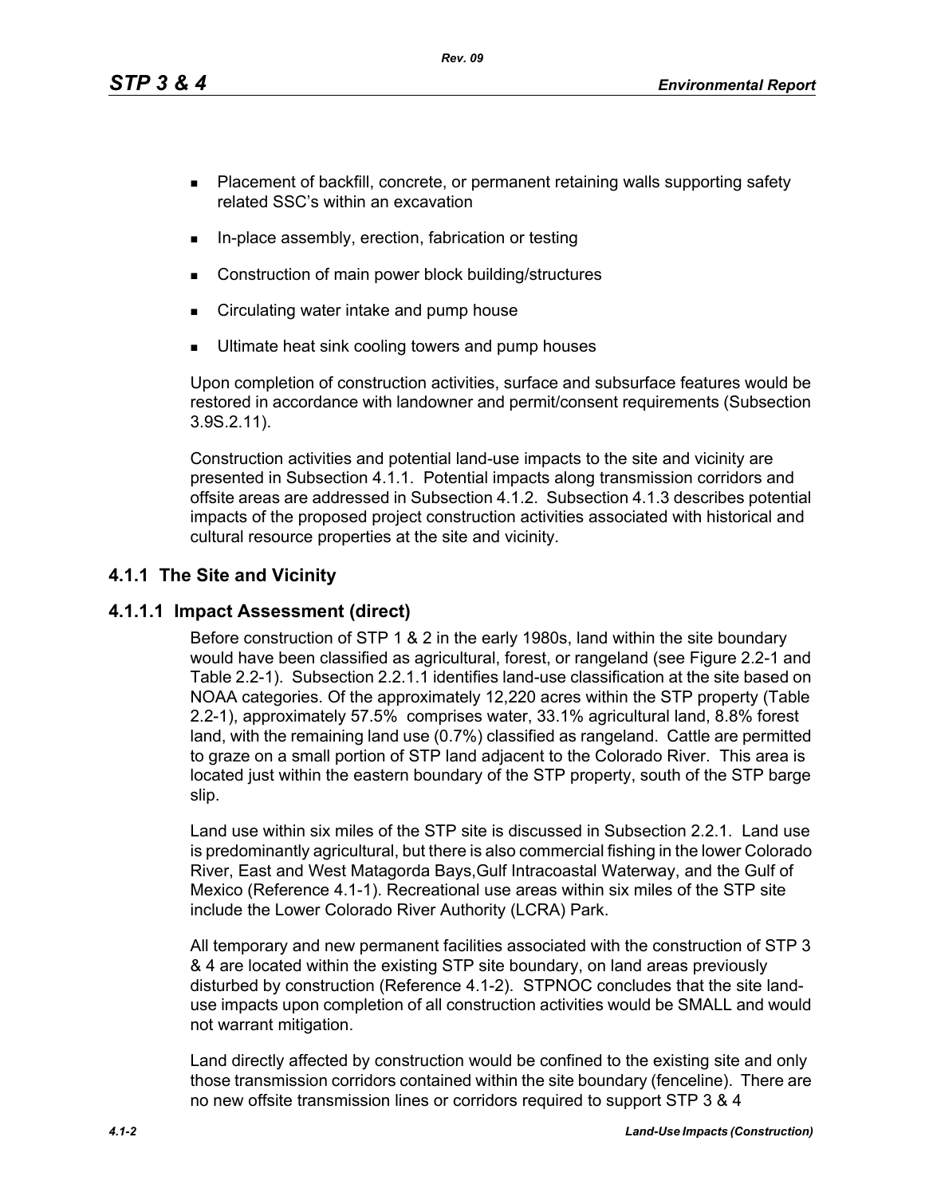- Placement of backfill, concrete, or permanent retaining walls supporting safety related SSC's within an excavation
- In-place assembly, erection, fabrication or testing
- Construction of main power block building/structures
- Circulating water intake and pump house
- Ultimate heat sink cooling towers and pump houses

Upon completion of construction activities, surface and subsurface features would be restored in accordance with landowner and permit/consent requirements (Subsection 3.9S.2.11).

Construction activities and potential land-use impacts to the site and vicinity are presented in Subsection 4.1.1. Potential impacts along transmission corridors and offsite areas are addressed in Subsection 4.1.2. Subsection 4.1.3 describes potential impacts of the proposed project construction activities associated with historical and cultural resource properties at the site and vicinity.

## 4.1.1 The Site and Vicinity

### 4.1.1.1 Impact Assessment (direct)

Before construction of STP 1 & 2 in the early 1980s, land within the site boundary would have been classified as agricultural, forest, or rangeland (see Figure 2.2-1 and Table 2.2-1). Subsection 2.2.1.1 identifies land-use classification at the site based on NOAA categories. Of the approximately 12,220 acres within the STP property (Table 2.2-1), approximately 57.5% comprises water, 33.1% agricultural land, 8.8% forest land, with the remaining land use (0.7%) classified as rangeland. Cattle are permitted to graze on a small portion of STP land adjacent to the Colorado River. This area is located just within the eastern boundary of the STP property, south of the STP barge slip.

Land use within six miles of the STP site is discussed in Subsection 2.2.1. Land use is predominantly agricultural, but there is also commercial fishing in the lower Colorado River, East and West Matagorda Bays,Gulf Intracoastal Waterway, and the Gulf of Mexico (Reference 4.1-1). Recreational use areas within six miles of the STP site include the Lower Colorado River Authority (LCRA) Park.

All temporary and new permanent facilities associated with the construction of STP 3 & 4 are located within the existing STP site boundary, on land areas previously disturbed by construction (Reference 4.1-2). STPNOC concludes that the site land-use impacts upon completion of all construction activities would be SMALL and would not warrant mitigation.

Land directly affected by construction would be confined to the existing site and only those transmission corridors contained within the site boundary (fenceline). There are no new offsite transmission lines or corridors required to support STP 3 & 4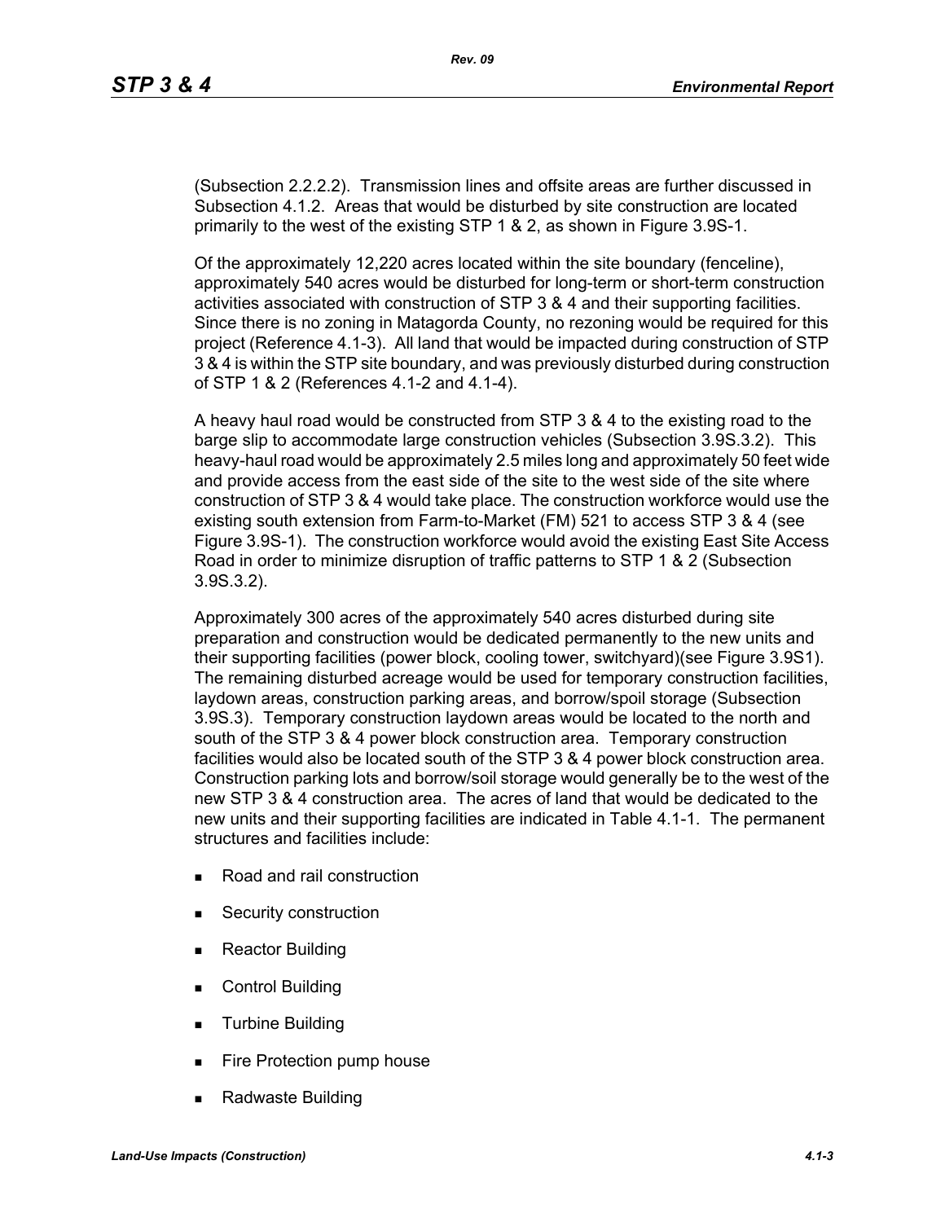(Subsection 2.2.2.2). Transmission lines and offsite areas are further discussed in Subsection 4.1.2. Areas that would be disturbed by site construction are located primarily to the west of the existing STP 1 & 2, as shown in Figure 3.9S-1.

Of the approximately 12,220 acres located within the site boundary (fenceline), approximately 540 acres would be disturbed for long-term or short-term construction activities associated with construction of STP 3 & 4 and their supporting facilities. Since there is no zoning in Matagorda County, no rezoning would be required for this project (Reference 4.1-3). All land that would be impacted during construction of STP 3 & 4 is within the STP site boundary, and was previously disturbed during construction of STP 1 & 2 (References 4.1-2 and 4.1-4).

A heavy haul road would be constructed from STP 3 & 4 to the existing road to the barge slip to accommodate large construction vehicles (Subsection 3.9S.3.2). This heavy-haul road would be approximately 2.5 miles long and approximately 50 feet wide and provide access from the east side of the site to the west side of the site where construction of STP 3 & 4 would take place. The construction workforce would use the existing south extension from Farm-to-Market (FM) 521 to access STP 3 & 4 (see Figure 3.9S-1). The construction workforce would avoid the existing East Site Access Road in order to minimize disruption of traffic patterns to STP 1 & 2 (Subsection 3.9S.3.2).

Approximately 300 acres of the approximately 540 acres disturbed during site preparation and construction would be dedicated permanently to the new units and their supporting facilities (power block, cooling tower, switchyard)(see Figure 3.9S1). The remaining disturbed acreage would be used for temporary construction facilities, laydown areas, construction parking areas, and borrow/spoil storage (Subsection 3.9S.3). Temporary construction laydown areas would be located to the north and south of the STP 3 & 4 power block construction area. Temporary construction facilities would also be located south of the STP 3 & 4 power block construction area. Construction parking lots and borrow/soil storage would generally be to the west of the new STP 3 & 4 construction area. The acres of land that would be dedicated to the new units and their supporting facilities are indicated in Table 4.1-1. The permanent structures and facilities include:

- Road and rail construction
- Security construction
- Reactor Building
- Control Building
- Turbine Building
- Fire Protection pump house
- Radwaste Building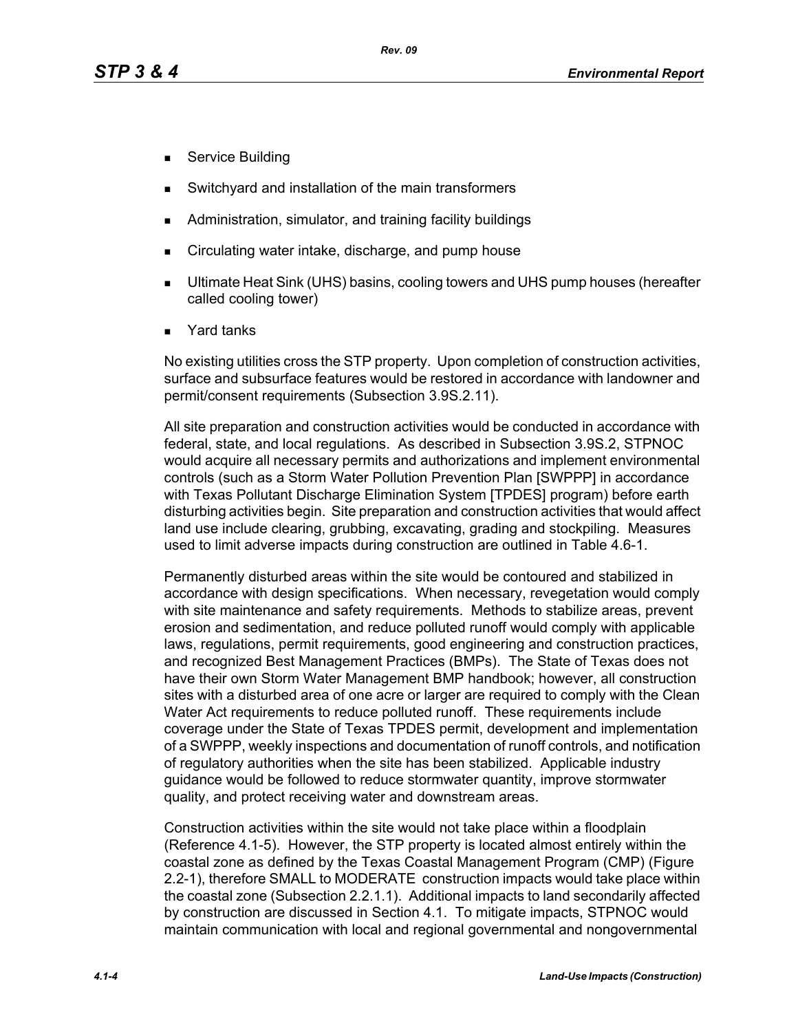- Service Building
- Switchyard and installation of the main transformers
- Administration, simulator, and training facility buildings
- Circulating water intake, discharge, and pump house
- Ultimate Heat Sink (UHS) basins, cooling towers and UHS pump houses (hereafter called cooling tower)
- Yard tanks

No existing utilities cross the STP property. Upon completion of construction activities, surface and subsurface features would be restored in accordance with landowner and permit/consent requirements (Subsection 3.9S.2.11).

All site preparation and construction activities would be conducted in accordance with federal, state, and local regulations. As described in Subsection 3.9S.2, STPNOC would acquire all necessary permits and authorizations and implement environmental controls (such as a Storm Water Pollution Prevention Plan [SWPPP] in accordance with Texas Pollutant Discharge Elimination System [TPDES] program) before earth disturbing activities begin. Site preparation and construction activities that would affect land use include clearing, grubbing, excavating, grading and stockpiling. Measures used to limit adverse impacts during construction are outlined in Table 4.6-1.

Permanently disturbed areas within the site would be contoured and stabilized in accordance with design specifications. When necessary, revegetation would comply with site maintenance and safety requirements. Methods to stabilize areas, prevent erosion and sedimentation, and reduce polluted runoff would comply with applicable laws, regulations, permit requirements, good engineering and construction practices, and recognized Best Management Practices (BMPs). The State of Texas does not have their own Storm Water Management BMP handbook; however, all construction sites with a disturbed area of one acre or larger are required to comply with the Clean Water Act requirements to reduce polluted runoff. These requirements include coverage under the State of Texas TPDES permit, development and implementation of a SWPPP, weekly inspections and documentation of runoff controls, and notification of regulatory authorities when the site has been stabilized. Applicable industry guidance would be followed to reduce stormwater quantity, improve stormwater quality, and protect receiving water and downstream areas.

Construction activities within the site would not take place within a floodplain (Reference 4.1-5). However, the STP property is located almost entirely within the coastal zone as defined by the Texas Coastal Management Program (CMP) (Figure 2.2-1), therefore SMALL to MODERATE construction impacts would take place within the coastal zone (Subsection 2.2.1.1). Additional impacts to land secondarily affected by construction are discussed in Section 4.1. To mitigate impacts, STPNOC would maintain communication with local and regional governmental and nongovernmental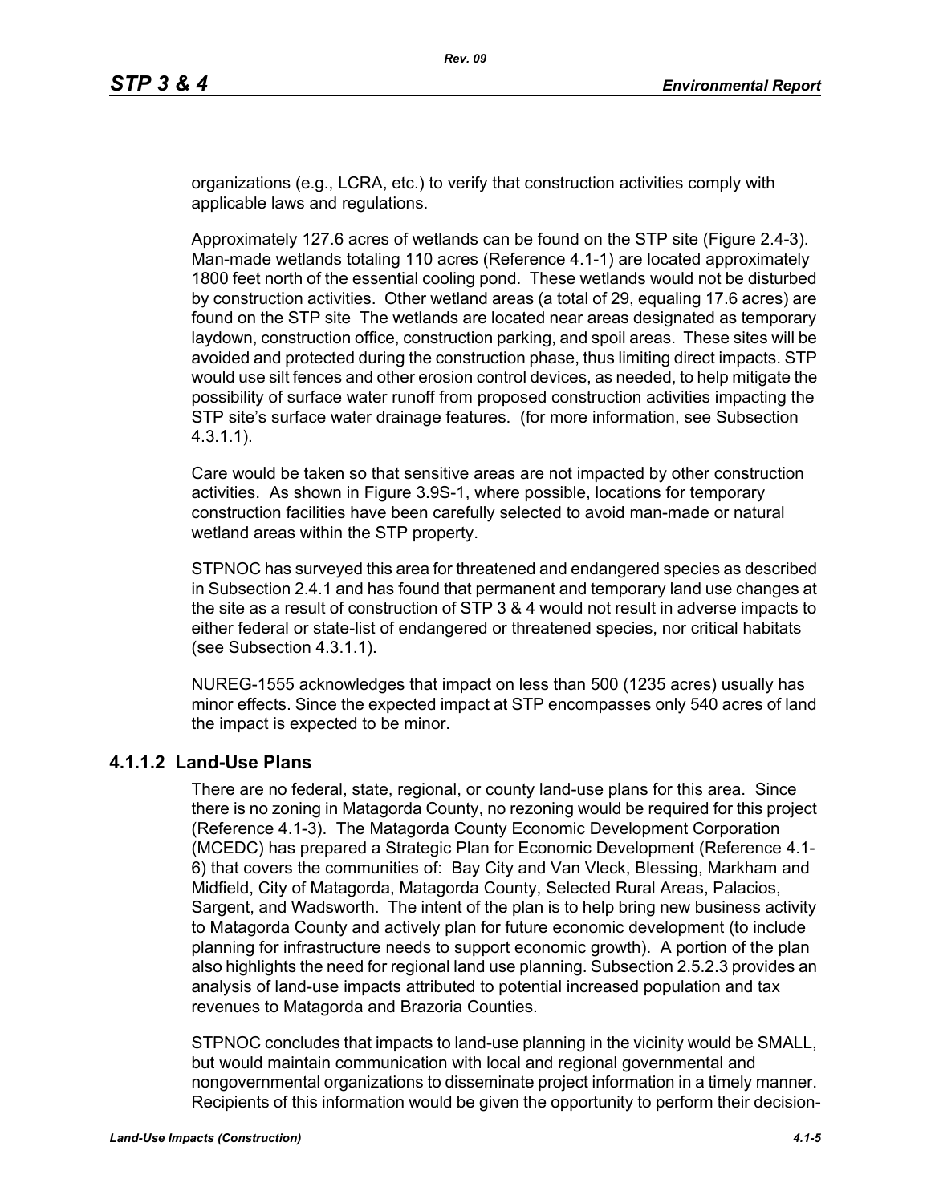organizations (e.g., LCRA, etc.) to verify that construction activities comply with applicable laws and regulations.

Approximately 127.6 acres of wetlands can be found on the STP site (Figure 2.4-3). Man-made wetlands totaling 110 acres (Reference 4.1-1) are located approximately 1800 feet north of the essential cooling pond. These wetlands would not be disturbed by construction activities. Other wetland areas (a total of 29, equaling 17.6 acres) are found on the STP site The wetlands are located near areas designated as temporary laydown, construction office, construction parking, and spoil areas. These sites will be avoided and protected during the construction phase, thus limiting direct impacts. STP would use silt fences and other erosion control devices, as needed, to help mitigate the possibility of surface water runoff from proposed construction activities impacting the STP site's surface water drainage features. (for more information, see Subsection 4.3.1.1).

Care would be taken so that sensitive areas are not impacted by other construction activities. As shown in Figure 3.9S-1, where possible, locations for temporary construction facilities have been carefully selected to avoid man-made or natural wetland areas within the STP property.

STPNOC has surveyed this area for threatened and endangered species as described in Subsection 2.4.1 and has found that permanent and temporary land use changes at the site as a result of construction of STP 3 & 4 would not result in adverse impacts to either federal or state-list of endangered or threatened species, nor critical habitats (see Subsection 4.3.1.1).

NUREG-1555 acknowledges that impact on less than 500 (1235 acres) usually has minor effects. Since the expected impact at STP encompasses only 540 acres of land the impact is expected to be minor.

#### 4.1.1.2 Land-Use Plans

There are no federal, state, regional, or county land-use plans for this area. Since there is no zoning in Matagorda County, no rezoning would be required for this project (Reference 4.1-3). The Matagorda County Economic Development Corporation (MCEDC) has prepared a Strategic Plan for Economic Development (Reference 4.1-6) that covers the communities of: Bay City and Van Vleck, Blessing, Markham and Midfield, City of Matagorda, Matagorda County, Selected Rural Areas, Palacios, Sargent, and Wadsworth. The intent of the plan is to help bring new business activity to Matagorda County and actively plan for future economic development (to include planning for infrastructure needs to support economic growth). A portion of the plan also highlights the need for regional land use planning. Subsection 2.5.2.3 provides an analysis of land-use impacts attributed to potential increased population and tax revenues to Matagorda and Brazoria Counties.

STPNOC concludes that impacts to land-use planning in the vicinity would be SMALL, but would maintain communication with local and regional governmental and nongovernmental organizations to disseminate project information in a timely manner. Recipients of this information would be given the opportunity to perform their decision-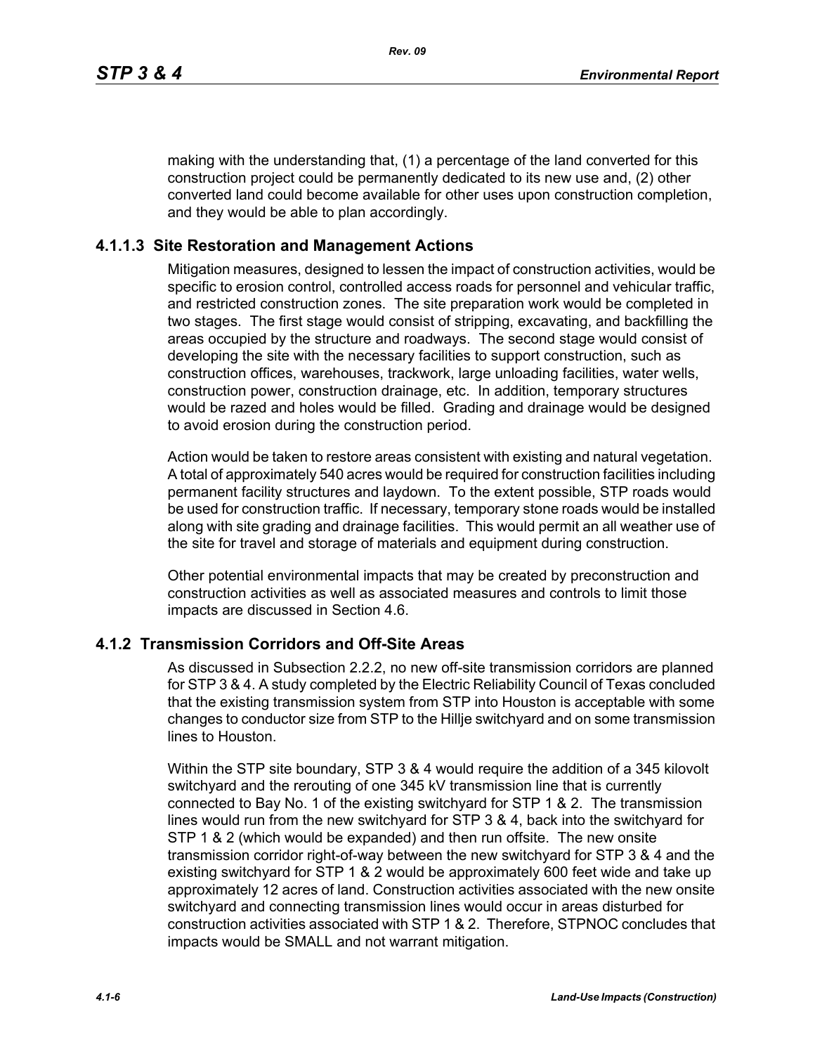making with the understanding that, (1) a percentage of the land converted for this construction project could be permanently dedicated to its new use and, (2) other converted land could become available for other uses upon construction completion, and they would be able to plan accordingly.

### 4.1.1.3 Site Restoration and Management Actions

Mitigation measures, designed to lessen the impact of construction activities, would be specific to erosion control, controlled access roads for personnel and vehicular traffic, and restricted construction zones. The site preparation work would be completed in two stages. The first stage would consist of stripping, excavating, and backfilling the areas occupied by the structure and roadways. The second stage would consist of developing the site with the necessary facilities to support construction, such as construction offices, warehouses, trackwork, large unloading facilities, water wells, construction power, construction drainage, etc. In addition, temporary structures would be razed and holes would be filled. Grading and drainage would be designed to avoid erosion during the construction period.

Action would be taken to restore areas consistent with existing and natural vegetation. A total of approximately 540 acres would be required for construction facilities including permanent facility structures and laydown. To the extent possible, STP roads would be used for construction traffic. If necessary, temporary stone roads would be installed along with site grading and drainage facilities. This would permit an all weather use of the site for travel and storage of materials and equipment during construction.

Other potential environmental impacts that may be created by preconstruction and construction activities as well as associated measures and controls to limit those impacts are discussed in Section 4.6.

## 4.1.2 Transmission Corridors and Off-Site Areas

As discussed in Subsection 2.2.2, no new off-site transmission corridors are planned for STP 3 & 4. A study completed by the Electric Reliability Council of Texas concluded that the existing transmission system from STP into Houston is acceptable with some changes to conductor size from STP to the Hillje switchyard and on some transmission lines to Houston.

Within the STP site boundary, STP 3 & 4 would require the addition of a 345 kilovolt switchyard and the rerouting of one 345 kV transmission line that is currently connected to Bay No. 1 of the existing switchyard for STP 1 & 2. The transmission lines would run from the new switchyard for STP 3 & 4, back into the switchyard for STP 1 & 2 (which would be expanded) and then run offsite. The new onsite transmission corridor right-of-way between the new switchyard for STP 3 & 4 and the existing switchyard for STP 1 & 2 would be approximately 600 feet wide and take up approximately 12 acres of land. Construction activities associated with the new onsite switchyard and connecting transmission lines would occur in areas disturbed for construction activities associated with STP 1 & 2. Therefore, STPNOC concludes that impacts would be SMALL and not warrant mitigation.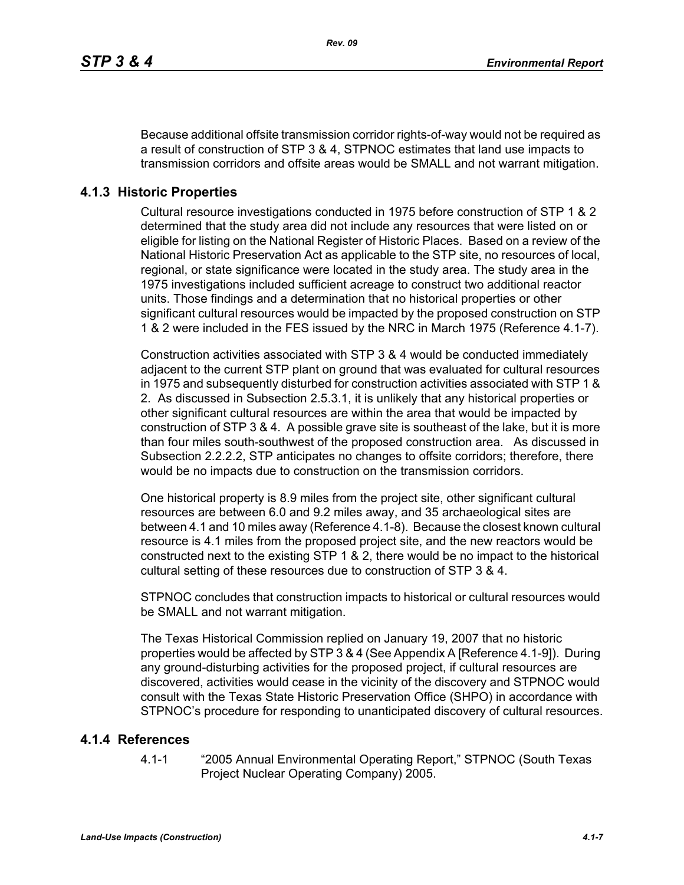Because additional offsite transmission corridor rights-of-way would not be required as a result of construction of STP 3 & 4, STPNOC estimates that land use impacts to transmission corridors and offsite areas would be SMALL and not warrant mitigation.

### 4.1.3 Historic Properties

Cultural resource investigations conducted in 1975 before construction of STP 1 & 2 determined that the study area did not include any resources that were listed on or eligible for listing on the National Register of Historic Places. Based on a review of the National Historic Preservation Act as applicable to the STP site, no resources of local, regional, or state significance were located in the study area. The study area in the 1975 investigations included sufficient acreage to construct two additional reactor units. Those findings and a determination that no historical properties or other significant cultural resources would be impacted by the proposed construction on STP 1 & 2 were included in the FES issued by the NRC in March 1975 (Reference 4.1-7).

Construction activities associated with STP 3 & 4 would be conducted immediately adjacent to the current STP plant on ground that was evaluated for cultural resources in 1975 and subsequently disturbed for construction activities associated with STP 1 & 2. As discussed in Subsection 2.5.3.1, it is unlikely that any historical properties or other significant cultural resources are within the area that would be impacted by construction of STP 3 & 4. A possible grave site is southeast of the lake, but it is more than four miles south-southwest of the proposed construction area. As discussed in Subsection 2.2.2.2, STP anticipates no changes to offsite corridors; therefore, there would be no impacts due to construction on the transmission corridors.

One historical property is 8.9 miles from the project site, other significant cultural resources are between 6.0 and 9.2 miles away, and 35 archaeological sites are between 4.1 and 10 miles away (Reference 4.1-8). Because the closest known cultural resource is 4.1 miles from the proposed project site, and the new reactors would be constructed next to the existing STP 1 & 2, there would be no impact to the historical cultural setting of these resources due to construction of STP 3 & 4.

STPNOC concludes that construction impacts to historical or cultural resources would be SMALL and not warrant mitigation.

The Texas Historical Commission replied on January 19, 2007 that no historic properties would be affected by STP 3 & 4 (See Appendix A [Reference 4.1-9]). During any ground-disturbing activities for the proposed project, if cultural resources are discovered, activities would cease in the vicinity of the discovery and STPNOC would consult with the Texas State Historic Preservation Office (SHPO) in accordance with STPNOC's procedure for responding to unanticipated discovery of cultural resources.

### 4.1.4 References

4.1-1 "2005 Annual Environmental Operating Report," STPNOC (South Texas Project Nuclear Operating Company) 2005.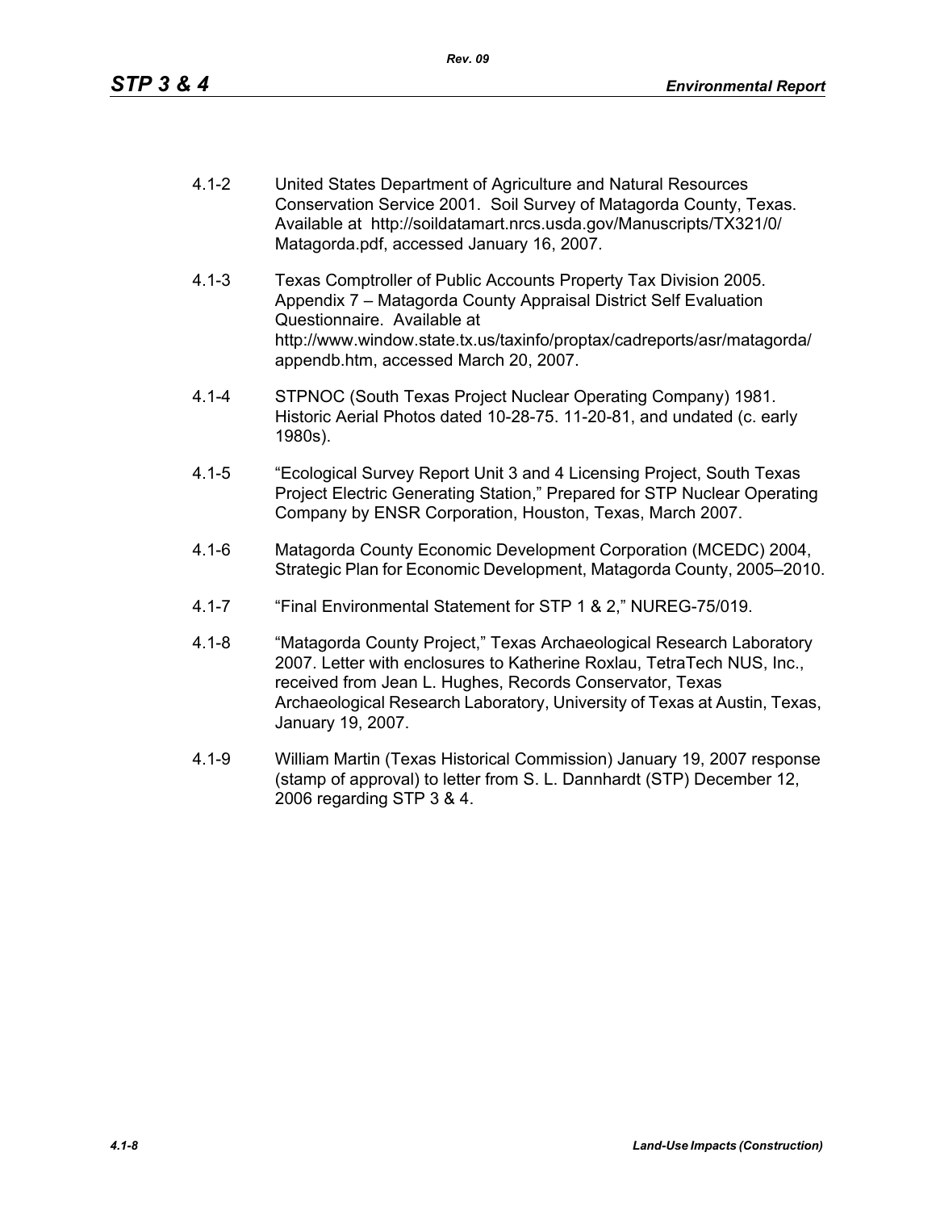4.1-2 United States Department of Agriculture and Natural Resources Conservation Service 2001. Soil Survey of Matagorda County, Texas. Available at http://soildatamart.nrcs.usda.gov/Manuscripts/TX321/0/Matagorda.pdf, accessed January 16, 2007.

4.1-3 Texas Comptroller of Public Accounts Property Tax Division 2005. Appendix 7 – Matagorda County Appraisal District Self Evaluation Questionnaire. Available at http://www.window.state.tx.us/taxinfo/proptax/cadreports/asr/matagorda/appendb.htm, accessed March 20, 2007.

4.1-4 STPNOC (South Texas Project Nuclear Operating Company) 1981. Historic Aerial Photos dated 10-28-75. 11-20-81, and undated (c. early 1980s).

4.1-5 "Ecological Survey Report Unit 3 and 4 Licensing Project, South Texas Project Electric Generating Station," Prepared for STP Nuclear Operating Company by ENSR Corporation, Houston, Texas, March 2007.

4.1-6 Matagorda County Economic Development Corporation (MCEDC) 2004, Strategic Plan for Economic Development, Matagorda County, 2005–2010.

4.1-7 "Final Environmental Statement for STP 1 & 2," NUREG-75/019.

4.1-8 "Matagorda County Project," Texas Archaeological Research Laboratory 2007. Letter with enclosures to Katherine Roxlau, TetraTech NUS, Inc., received from Jean L. Hughes, Records Conservator, Texas Archaeological Research Laboratory, University of Texas at Austin, Texas, January 19, 2007.

4.1-9 William Martin (Texas Historical Commission) January 19, 2007 response (stamp of approval) to letter from S. L. Dannhardt (STP) December 12, 2006 regarding STP 3 & 4.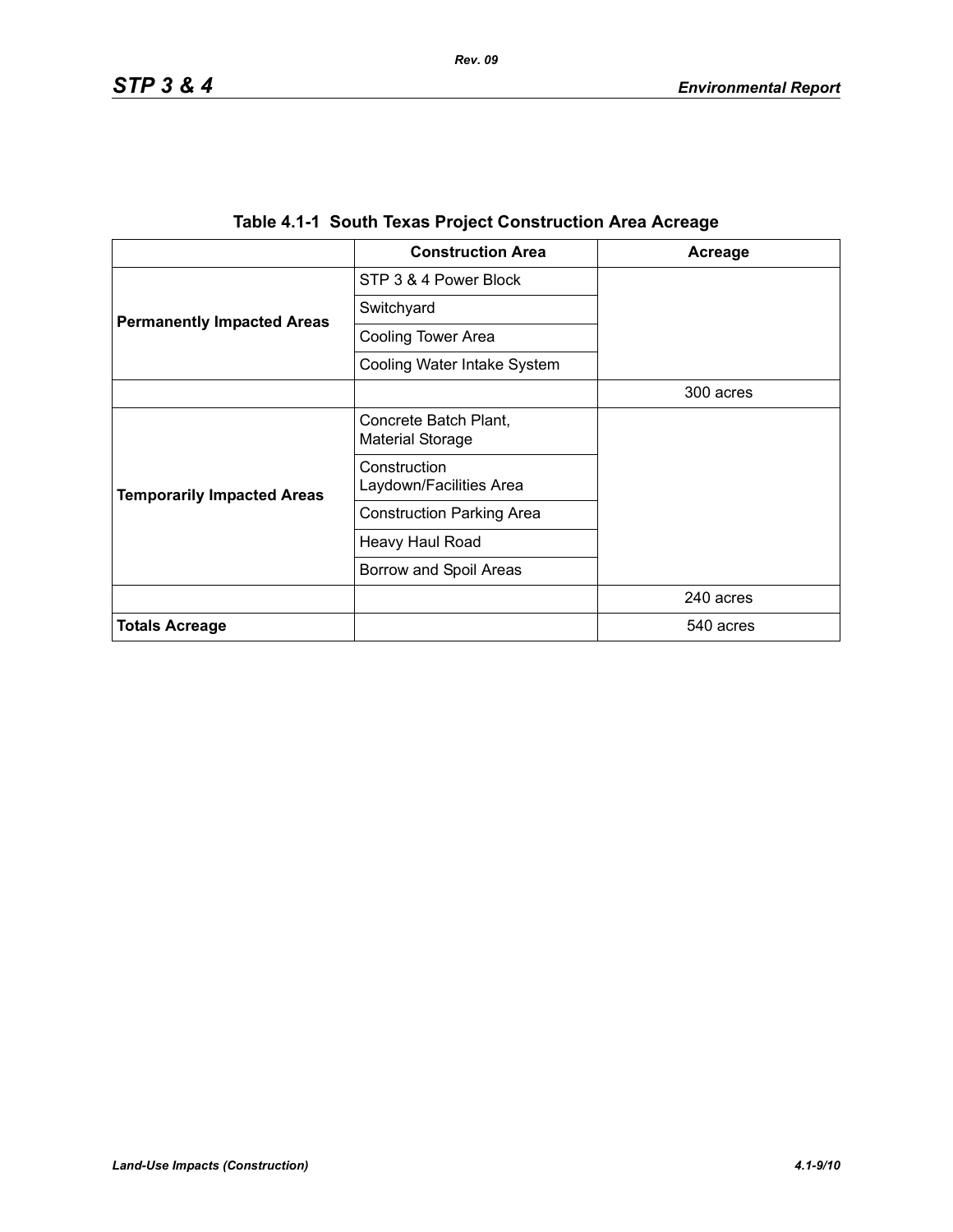**Table 4.1-1 South Texas Project Construction Area Acreage**

| | Construction Area | Acreage |
|---|---|---|
| **Permanently Impacted Areas** | STP 3 & 4 Power Block | |
| | Switchyard | |
| | Cooling Tower Area | |
| | Cooling Water Intake System | |
| | | 300 acres |
| **Temporarily Impacted Areas** | Concrete Batch Plant, Material Storage | |
| | Construction Laydown/Facilities Area | |
| | Construction Parking Area | |
| | Heavy Haul Road | |
| | Borrow and Spoil Areas | |
| | | 240 acres |
| **Totals Acreage** | | 540 acres |